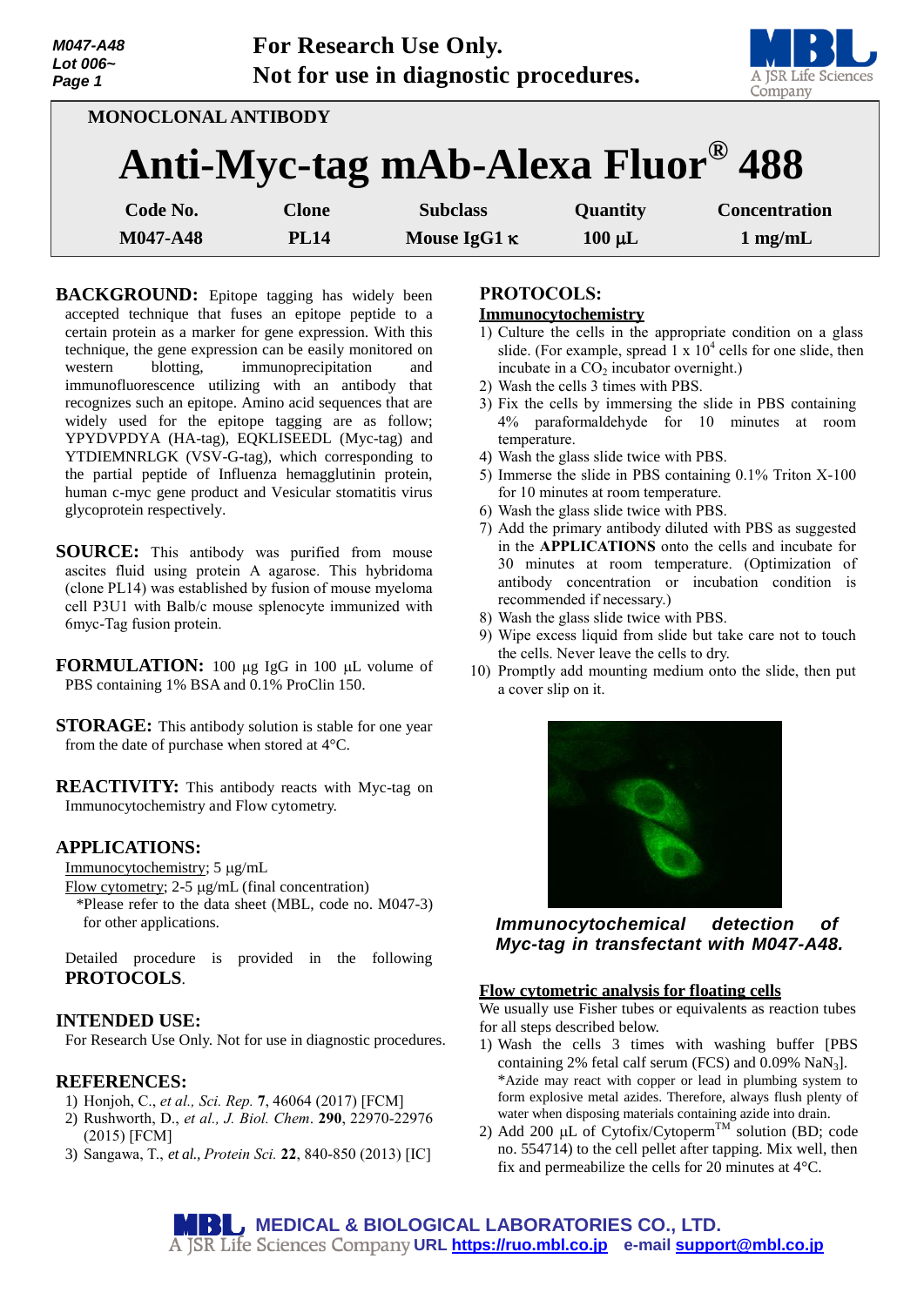M047-A48
Lot 006~

**For Research Use Only.**
**Not for use in diagnostic procedures.**

**MONOCLONAL ANTIBODY**

# Anti-Myc-tag mAb-Alexa Fluor® 488

| Code No. | Clone | Subclass | Quantity | Concentration |
|---|---|---|---|---|
| M047-A48 | PL14 | Mouse IgG1 κ | 100 μL | 1 mg/mL |

**BACKGROUND:** Epitope tagging has widely been accepted technique that fuses an epitope peptide to a certain protein as a marker for gene expression. With this technique, the gene expression can be easily monitored on western blotting, immunoprecipitation and immunofluorescence utilizing with an antibody that recognizes such an epitope. Amino acid sequences that are widely used for the epitope tagging are as follow; YPYDVPDYA (HA-tag), EQKLISEEDL (Myc-tag) and YTDIEMNRLGK (VSV-G-tag), which corresponding to the partial peptide of Influenza hemagglutinin protein, human c-myc gene product and Vesicular stomatitis virus glycoprotein respectively.

**SOURCE:** This antibody was purified from mouse ascites fluid using protein A agarose. This hybridoma (clone PL14) was established by fusion of mouse myeloma cell P3U1 with Balb/c mouse splenocyte immunized with 6myc-Tag fusion protein.

**FORMULATION:** 100 μg IgG in 100 μL volume of PBS containing 1% BSA and 0.1% ProClin 150.

**STORAGE:** This antibody solution is stable for one year from the date of purchase when stored at 4°C.

**REACTIVITY:** This antibody reacts with Myc-tag on Immunocytochemistry and Flow cytometry.

## APPLICATIONS:

Immunocytochemistry; 5 μg/mL
Flow cytometry; 2-5 μg/mL (final concentration)
*Please refer to the data sheet (MBL, code no. M047-3) for other applications.

Detailed procedure is provided in the following **PROTOCOLS**.

## INTENDED USE:

For Research Use Only. Not for use in diagnostic procedures.

## REFERENCES:

1) Honjoh, C., *et al., Sci. Rep.* **7**, 46064 (2017) [FCM]
2) Rushworth, D., *et al., J. Biol. Chem*. **290**, 22970-22976 (2015) [FCM]
3) Sangawa, T., *et al., Protein Sci.* **22**, 840-850 (2013) [IC]

## PROTOCOLS:

### Immunocytochemistry

1) Culture the cells in the appropriate condition on a glass slide. (For example, spread 1 x $10^4$ cells for one slide, then incubate in a $CO_2$ incubator overnight.)
2) Wash the cells 3 times with PBS.
3) Fix the cells by immersing the slide in PBS containing 4% paraformaldehyde for 10 minutes at room temperature.
4) Wash the glass slide twice with PBS.
5) Immerse the slide in PBS containing 0.1% Triton X-100 for 10 minutes at room temperature.
6) Wash the glass slide twice with PBS.
7) Add the primary antibody diluted with PBS as suggested in the **APPLICATIONS** onto the cells and incubate for 30 minutes at room temperature. (Optimization of antibody concentration or incubation condition is recommended if necessary.)
8) Wash the glass slide twice with PBS.
9) Wipe excess liquid from slide but take care not to touch the cells. Never leave the cells to dry.
10) Promptly add mounting medium onto the slide, then put a cover slip on it.

***Immunocytochemical detection of Myc-tag in transfectant with M047-A48.***

### Flow cytometric analysis for floating cells

We usually use Fisher tubes or equivalents as reaction tubes for all steps described below.

1) Wash the cells 3 times with washing buffer [PBS containing 2% fetal calf serum (FCS) and 0.09% $NaN_3$].
   *Azide may react with copper or lead in plumbing system to form explosive metal azides. Therefore, always flush plenty of water when disposing materials containing azide into drain.
2) Add 200 μL of Cytofix/Cytoperm™ solution (BD; code no. 554714) to the cell pellet after tapping. Mix well, then fix and permeabilize the cells for 20 minutes at 4°C.

**MEDICAL & BIOLOGICAL LABORATORIES CO., LTD.**
A JSR Life Sciences Company URL https://ruo.mbl.co.jp e-mail support@mbl.co.jp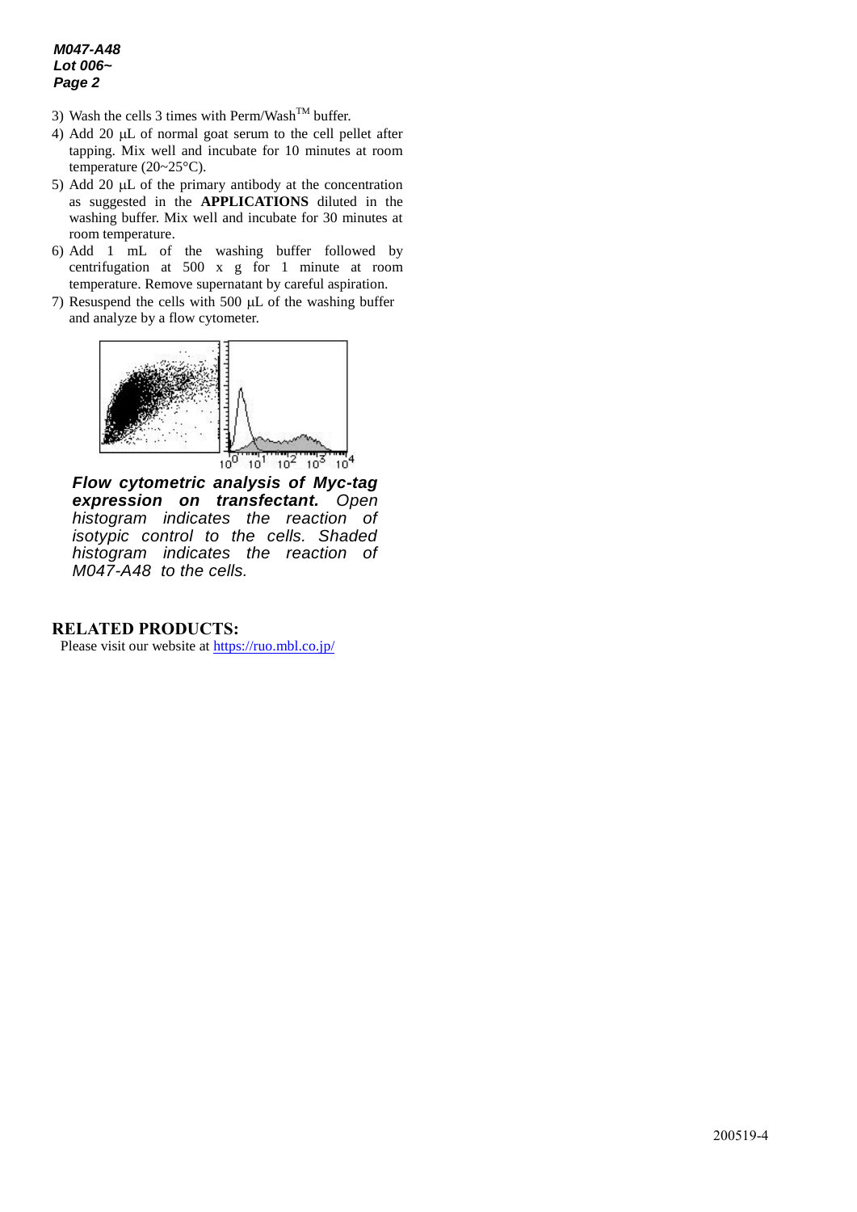3) Wash the cells 3 times with Perm/Wash™ buffer.
4) Add 20 μL of normal goat serum to the cell pellet after tapping. Mix well and incubate for 10 minutes at room temperature (20~25°C).
5) Add 20 μL of the primary antibody at the concentration as suggested in the **APPLICATIONS** diluted in the washing buffer. Mix well and incubate for 30 minutes at room temperature.
6) Add 1 mL of the washing buffer followed by centrifugation at 500 x g for 1 minute at room temperature. Remove supernatant by careful aspiration.
7) Resuspend the cells with 500 μL of the washing buffer and analyze by a flow cytometer.

$10^0$ $10^1$ $10^2$ $10^3$ $10^4$

***Flow cytometric analysis of Myc-tag expression on transfectant.*** *Open histogram indicates the reaction of isotypic control to the cells. Shaded histogram indicates the reaction of M047-A48 to the cells.*

## RELATED PRODUCTS:

Please visit our website at https://ruo.mbl.co.jp/